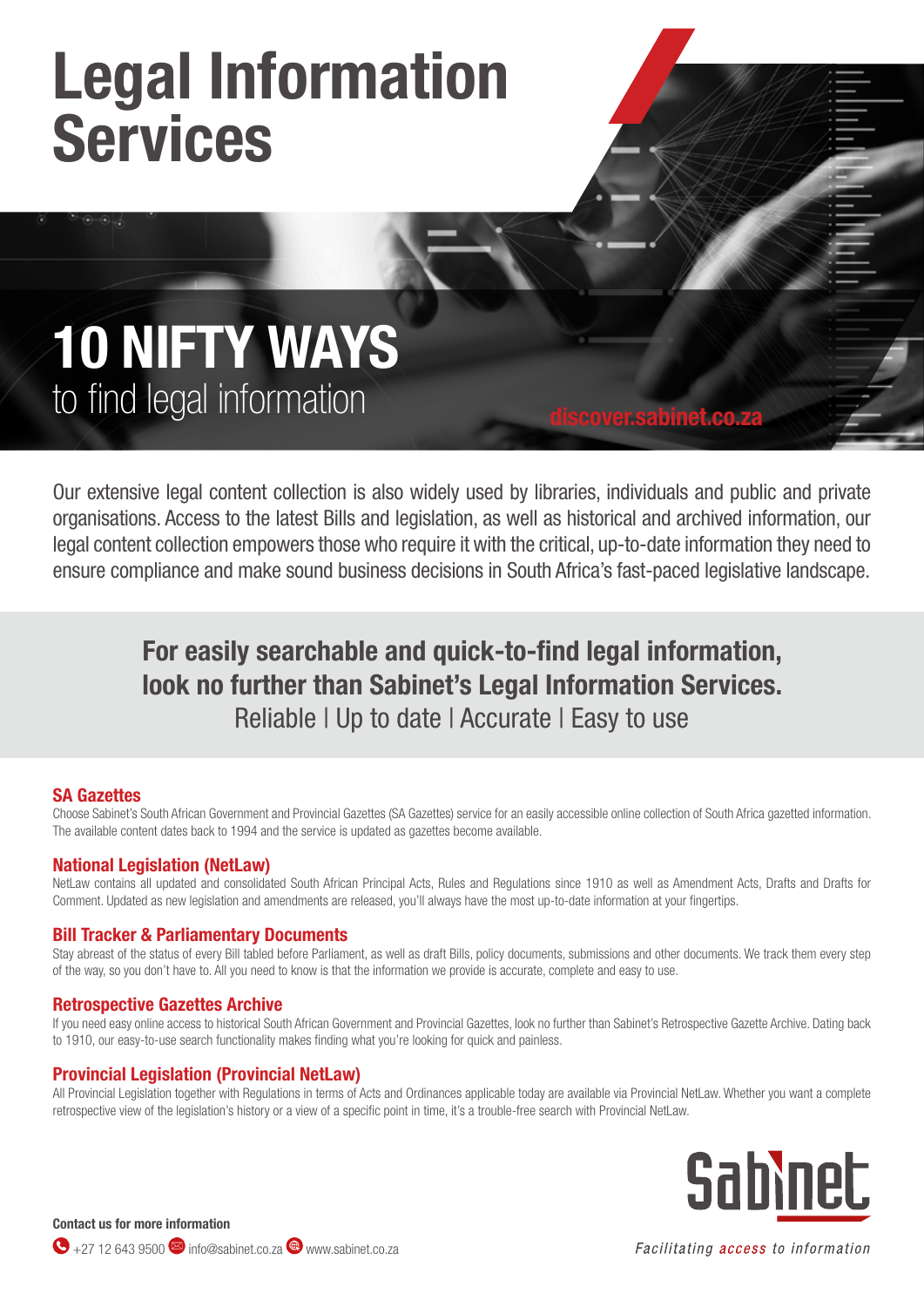# Legal Information Services

## 10 NIFTY WAYS
to find legal information

discover.sabinet.co.za

Our extensive legal content collection is also widely used by libraries, individuals and public and private organisations. Access to the latest Bills and legislation, as well as historical and archived information, our legal content collection empowers those who require it with the critical, up-to-date information they need to ensure compliance and make sound business decisions in South Africa's fast-paced legislative landscape.

**For easily searchable and quick-to-find legal information, look no further than Sabinet's Legal Information Services.**
Reliable | Up to date | Accurate | Easy to use

### SA Gazettes

Choose Sabinet's South African Government and Provincial Gazettes (SA Gazettes) service for an easily accessible online collection of South Africa gazetted information. The available content dates back to 1994 and the service is updated as gazettes become available.

### National Legislation (NetLaw)

NetLaw contains all updated and consolidated South African Principal Acts, Rules and Regulations since 1910 as well as Amendment Acts, Drafts and Drafts for Comment. Updated as new legislation and amendments are released, you'll always have the most up-to-date information at your fingertips.

### Bill Tracker & Parliamentary Documents

Stay abreast of the status of every Bill tabled before Parliament, as well as draft Bills, policy documents, submissions and other documents. We track them every step of the way, so you don't have to. All you need to know is that the information we provide is accurate, complete and easy to use.

### Retrospective Gazettes Archive

If you need easy online access to historical South African Government and Provincial Gazettes, look no further than Sabinet's Retrospective Gazette Archive. Dating back to 1910, our easy-to-use search functionality makes finding what you're looking for quick and painless.

### Provincial Legislation (Provincial NetLaw)

All Provincial Legislation together with Regulations in terms of Acts and Ordinances applicable today are available via Provincial NetLaw. Whether you want a complete retrospective view of the legislation's history or a view of a specific point in time, it's a trouble-free search with Provincial NetLaw.

**Contact us for more information**

+27 12 643 9500 | info@sabinet.co.za | www.sabinet.co.za

Sabinet

*Facilitating access to information*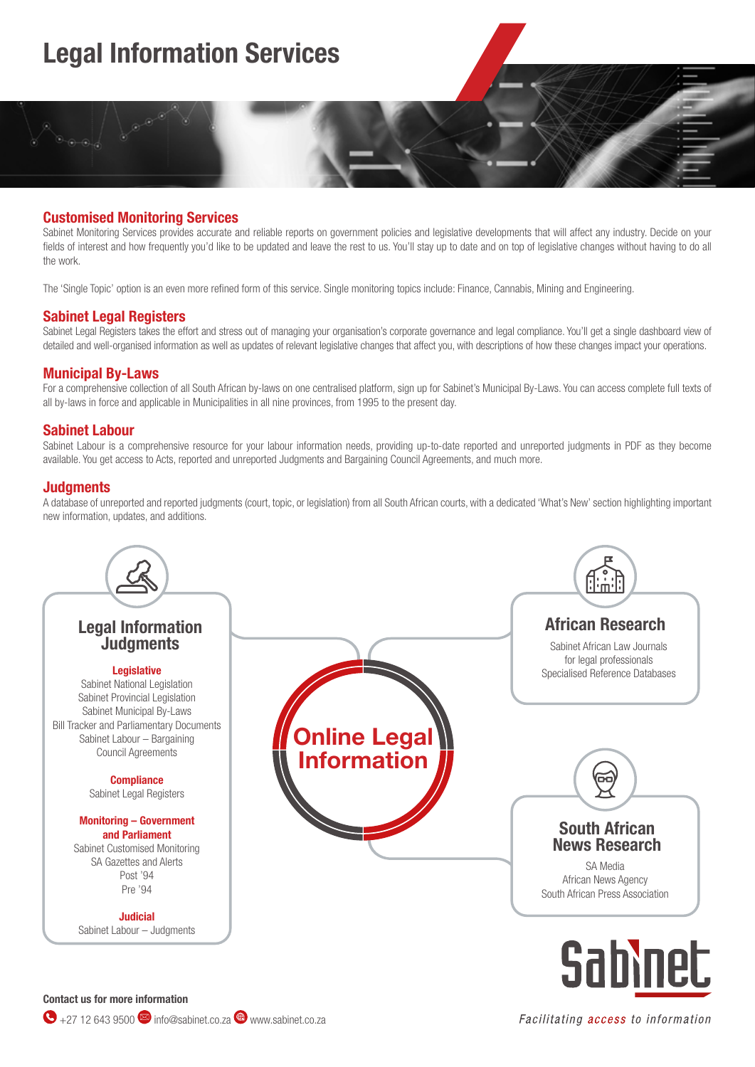# Legal Information Services

## Customised Monitoring Services

Sabinet Monitoring Services provides accurate and reliable reports on government policies and legislative developments that will affect any industry. Decide on your fields of interest and how frequently you'd like to be updated and leave the rest to us. You'll stay up to date and on top of legislative changes without having to do all the work.

The 'Single Topic' option is an even more refined form of this service. Single monitoring topics include: Finance, Cannabis, Mining and Engineering.

## Sabinet Legal Registers

Sabinet Legal Registers takes the effort and stress out of managing your organisation's corporate governance and legal compliance. You'll get a single dashboard view of detailed and well-organised information as well as updates of relevant legislative changes that affect you, with descriptions of how these changes impact your operations.

## Municipal By-Laws

For a comprehensive collection of all South African by-laws on one centralised platform, sign up for Sabinet's Municipal By-Laws. You can access complete full texts of all by-laws in force and applicable in Municipalities in all nine provinces, from 1995 to the present day.

## Sabinet Labour

Sabinet Labour is a comprehensive resource for your labour information needs, providing up-to-date reported and unreported judgments in PDF as they become available. You get access to Acts, reported and unreported Judgments and Bargaining Council Agreements, and much more.

## Judgments

A database of unreported and reported judgments (court, topic, or legislation) from all South African courts, with a dedicated 'What's New' section highlighting important new information, updates, and additions.

## Online Legal Information

### Legal Information Judgments

**Legislative**
Sabinet National Legislation
Sabinet Provincial Legislation
Sabinet Municipal By-Laws
Bill Tracker and Parliamentary Documents
Sabinet Labour – Bargaining Council Agreements

**Compliance**
Sabinet Legal Registers

**Monitoring – Government and Parliament**
Sabinet Customised Monitoring
SA Gazettes and Alerts
Post '94
Pre '94

**Judicial**
Sabinet Labour – Judgments

### African Research

Sabinet African Law Journals for legal professionals
Specialised Reference Databases

### South African News Research

SA Media
African News Agency
South African Press Association

**Contact us for more information**

+27 12 643 9500 info@sabinet.co.za www.sabinet.co.za

Sabinet

*Facilitating access to information*